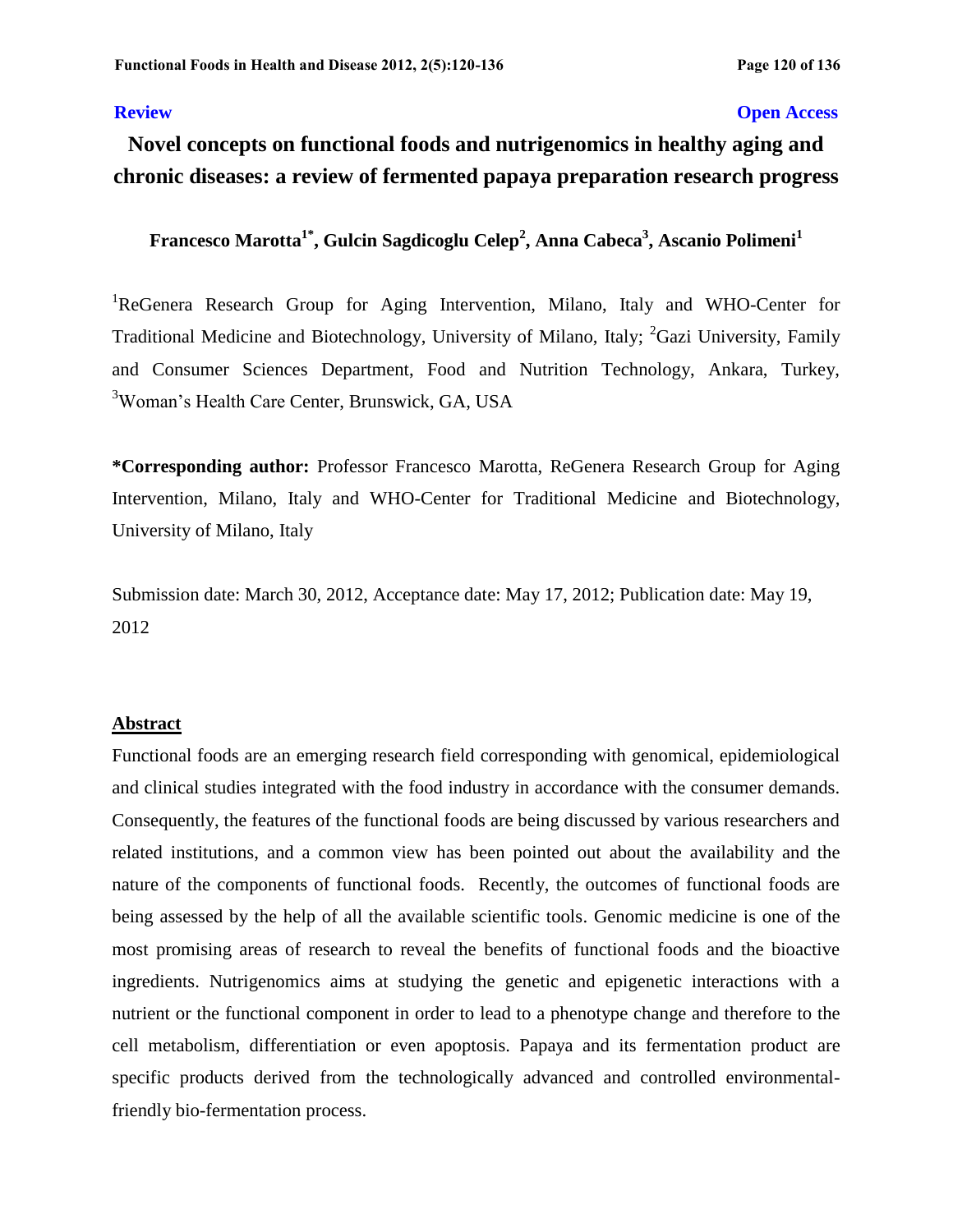**Review** **Open Access**

# Novel concepts on functional foods and nutrigenomics in healthy aging and chronic diseases: a review of fermented papaya preparation research progress

**Francesco Marotta[1*], Gulcin Sagdicoglu Celep[2], Anna Cabeca[3], Ascanio Polimeni[1]**

[1]ReGenera Research Group for Aging Intervention, Milano, Italy and WHO-Center for Traditional Medicine and Biotechnology, University of Milano, Italy; [2]Gazi University, Family and Consumer Sciences Department, Food and Nutrition Technology, Ankara, Turkey, [3]Woman's Health Care Center, Brunswick, GA, USA

**\*Corresponding author:** Professor Francesco Marotta, ReGenera Research Group for Aging Intervention, Milano, Italy and WHO-Center for Traditional Medicine and Biotechnology, University of Milano, Italy

Submission date: March 30, 2012, Acceptance date: May 17, 2012; Publication date: May 19, 2012

## Abstract

Functional foods are an emerging research field corresponding with genomical, epidemiological and clinical studies integrated with the food industry in accordance with the consumer demands. Consequently, the features of the functional foods are being discussed by various researchers and related institutions, and a common view has been pointed out about the availability and the nature of the components of functional foods. Recently, the outcomes of functional foods are being assessed by the help of all the available scientific tools. Genomic medicine is one of the most promising areas of research to reveal the benefits of functional foods and the bioactive ingredients. Nutrigenomics aims at studying the genetic and epigenetic interactions with a nutrient or the functional component in order to lead to a phenotype change and therefore to the cell metabolism, differentiation or even apoptosis. Papaya and its fermentation product are specific products derived from the technologically advanced and controlled environmental-friendly bio-fermentation process.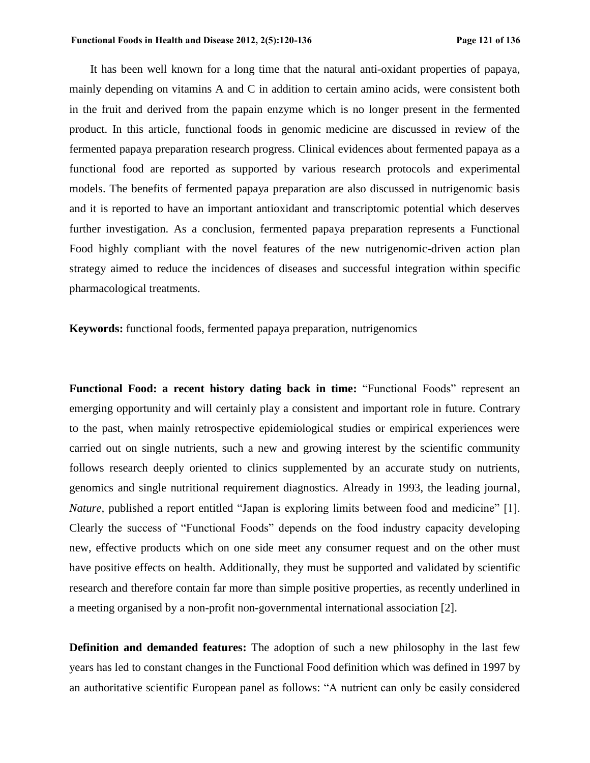It has been well known for a long time that the natural anti-oxidant properties of papaya, mainly depending on vitamins A and C in addition to certain amino acids, were consistent both in the fruit and derived from the papain enzyme which is no longer present in the fermented product. In this article, functional foods in genomic medicine are discussed in review of the fermented papaya preparation research progress. Clinical evidences about fermented papaya as a functional food are reported as supported by various research protocols and experimental models. The benefits of fermented papaya preparation are also discussed in nutrigenomic basis and it is reported to have an important antioxidant and transcriptomic potential which deserves further investigation. As a conclusion, fermented papaya preparation represents a Functional Food highly compliant with the novel features of the new nutrigenomic-driven action plan strategy aimed to reduce the incidences of diseases and successful integration within specific pharmacological treatments.

**Keywords:** functional foods, fermented papaya preparation, nutrigenomics

**Functional Food: a recent history dating back in time:** "Functional Foods" represent an emerging opportunity and will certainly play a consistent and important role in future. Contrary to the past, when mainly retrospective epidemiological studies or empirical experiences were carried out on single nutrients, such a new and growing interest by the scientific community follows research deeply oriented to clinics supplemented by an accurate study on nutrients, genomics and single nutritional requirement diagnostics. Already in 1993, the leading journal, *Nature*, published a report entitled "Japan is exploring limits between food and medicine" [1]. Clearly the success of "Functional Foods" depends on the food industry capacity developing new, effective products which on one side meet any consumer request and on the other must have positive effects on health. Additionally, they must be supported and validated by scientific research and therefore contain far more than simple positive properties, as recently underlined in a meeting organised by a non-profit non-governmental international association [2].

**Definition and demanded features:** The adoption of such a new philosophy in the last few years has led to constant changes in the Functional Food definition which was defined in 1997 by an authoritative scientific European panel as follows: "A nutrient can only be easily considered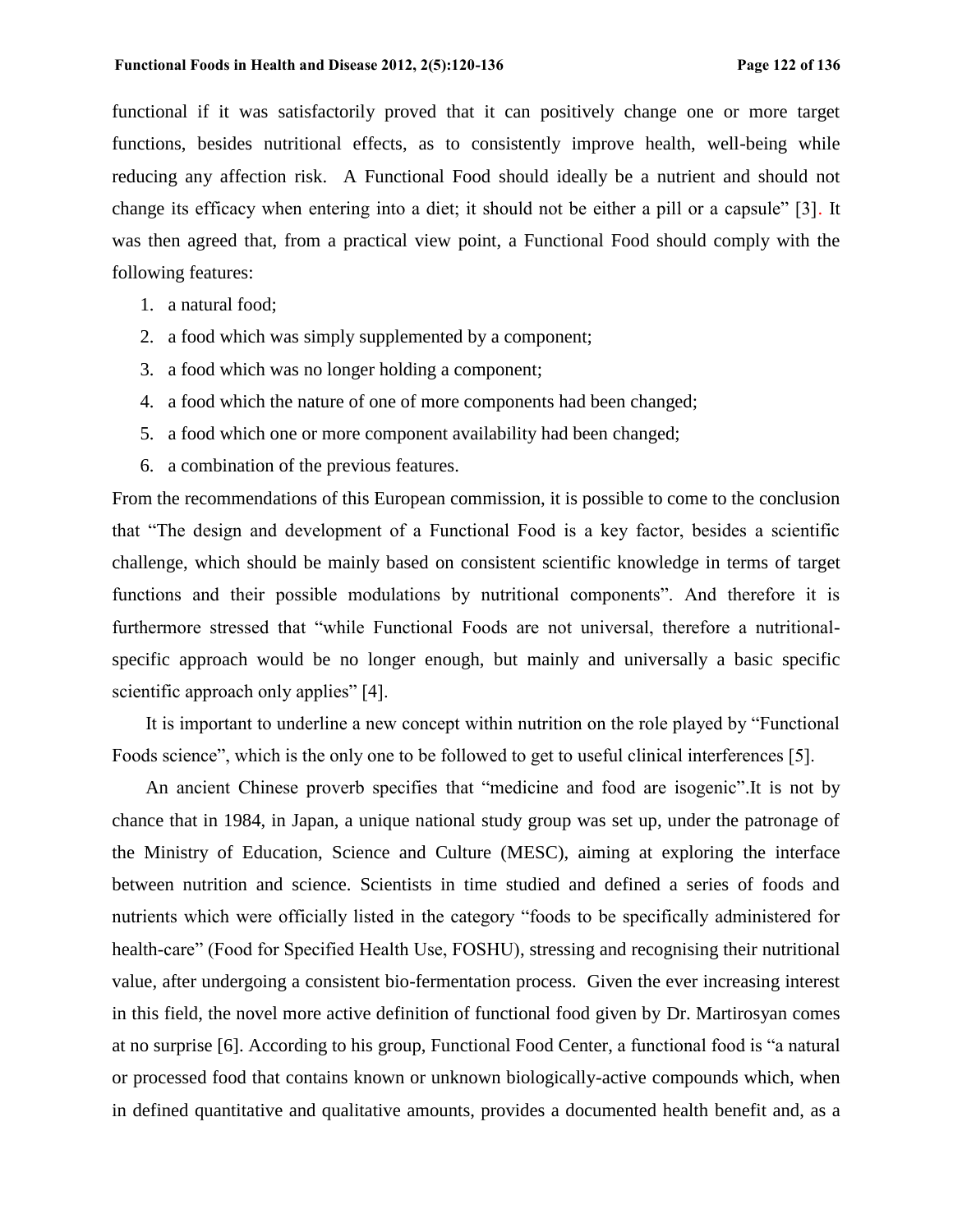functional if it was satisfactorily proved that it can positively change one or more target functions, besides nutritional effects, as to consistently improve health, well-being while reducing any affection risk. A Functional Food should ideally be a nutrient and should not change its efficacy when entering into a diet; it should not be either a pill or a capsule" [3]. It was then agreed that, from a practical view point, a Functional Food should comply with the following features:

1. a natural food;
2. a food which was simply supplemented by a component;
3. a food which was no longer holding a component;
4. a food which the nature of one of more components had been changed;
5. a food which one or more component availability had been changed;
6. a combination of the previous features.

From the recommendations of this European commission, it is possible to come to the conclusion that "The design and development of a Functional Food is a key factor, besides a scientific challenge, which should be mainly based on consistent scientific knowledge in terms of target functions and their possible modulations by nutritional components". And therefore it is furthermore stressed that "while Functional Foods are not universal, therefore a nutritional-specific approach would be no longer enough, but mainly and universally a basic specific scientific approach only applies" [4].

It is important to underline a new concept within nutrition on the role played by "Functional Foods science", which is the only one to be followed to get to useful clinical interferences [5].

An ancient Chinese proverb specifies that "medicine and food are isogenic".It is not by chance that in 1984, in Japan, a unique national study group was set up, under the patronage of the Ministry of Education, Science and Culture (MESC), aiming at exploring the interface between nutrition and science. Scientists in time studied and defined a series of foods and nutrients which were officially listed in the category "foods to be specifically administered for health-care" (Food for Specified Health Use, FOSHU), stressing and recognising their nutritional value, after undergoing a consistent bio-fermentation process. Given the ever increasing interest in this field, the novel more active definition of functional food given by Dr. Martirosyan comes at no surprise [6]. According to his group, Functional Food Center, a functional food is "a natural or processed food that contains known or unknown biologically-active compounds which, when in defined quantitative and qualitative amounts, provides a documented health benefit and, as a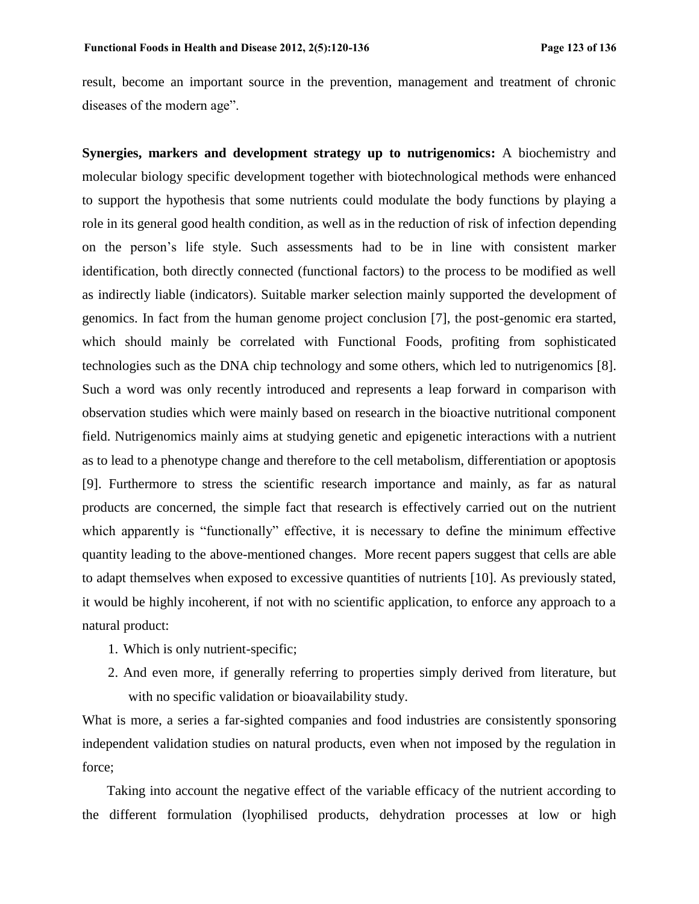result, become an important source in the prevention, management and treatment of chronic diseases of the modern age".

**Synergies, markers and development strategy up to nutrigenomics:** A biochemistry and molecular biology specific development together with biotechnological methods were enhanced to support the hypothesis that some nutrients could modulate the body functions by playing a role in its general good health condition, as well as in the reduction of risk of infection depending on the person's life style. Such assessments had to be in line with consistent marker identification, both directly connected (functional factors) to the process to be modified as well as indirectly liable (indicators). Suitable marker selection mainly supported the development of genomics. In fact from the human genome project conclusion [7], the post-genomic era started, which should mainly be correlated with Functional Foods, profiting from sophisticated technologies such as the DNA chip technology and some others, which led to nutrigenomics [8]. Such a word was only recently introduced and represents a leap forward in comparison with observation studies which were mainly based on research in the bioactive nutritional component field. Nutrigenomics mainly aims at studying genetic and epigenetic interactions with a nutrient as to lead to a phenotype change and therefore to the cell metabolism, differentiation or apoptosis [9]. Furthermore to stress the scientific research importance and mainly, as far as natural products are concerned, the simple fact that research is effectively carried out on the nutrient which apparently is "functionally" effective, it is necessary to define the minimum effective quantity leading to the above-mentioned changes. More recent papers suggest that cells are able to adapt themselves when exposed to excessive quantities of nutrients [10]. As previously stated, it would be highly incoherent, if not with no scientific application, to enforce any approach to a natural product:

1. Which is only nutrient-specific;
2. And even more, if generally referring to properties simply derived from literature, but with no specific validation or bioavailability study.

What is more, a series a far-sighted companies and food industries are consistently sponsoring independent validation studies on natural products, even when not imposed by the regulation in force;

Taking into account the negative effect of the variable efficacy of the nutrient according to the different formulation (lyophilised products, dehydration processes at low or high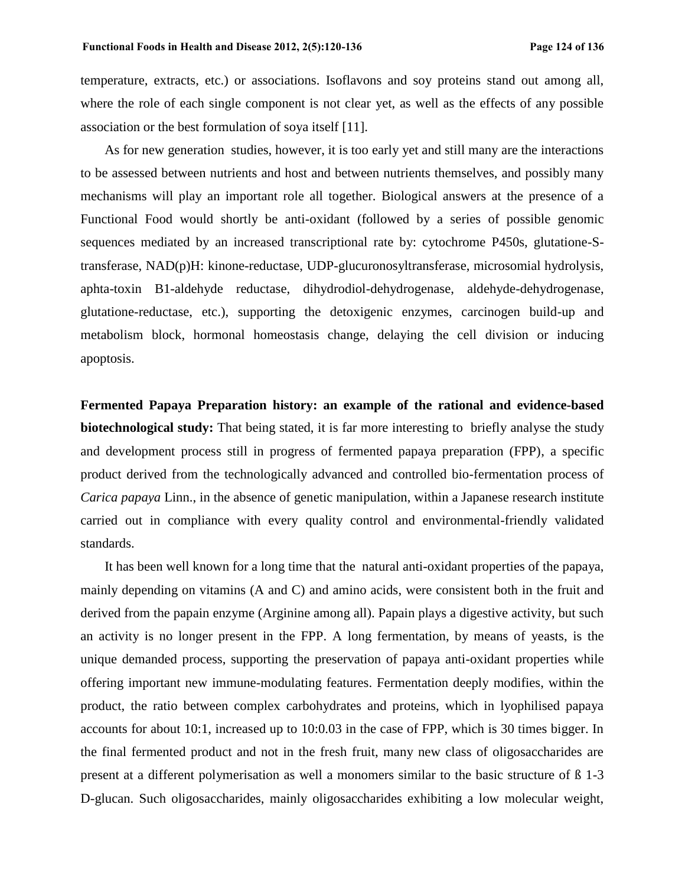temperature, extracts, etc.) or associations. Isoflavons and soy proteins stand out among all, where the role of each single component is not clear yet, as well as the effects of any possible association or the best formulation of soya itself [11].

As for new generation studies, however, it is too early yet and still many are the interactions to be assessed between nutrients and host and between nutrients themselves, and possibly many mechanisms will play an important role all together. Biological answers at the presence of a Functional Food would shortly be anti-oxidant (followed by a series of possible genomic sequences mediated by an increased transcriptional rate by: cytochrome P450s, glutatione-S-transferase, NAD(p)H: kinone-reductase, UDP-glucuronosyltransferase, microsomial hydrolysis, aphta-toxin B1-aldehyde reductase, dihydrodiol-dehydrogenase, aldehyde-dehydrogenase, glutatione-reductase, etc.), supporting the detoxigenic enzymes, carcinogen build-up and metabolism block, hormonal homeostasis change, delaying the cell division or inducing apoptosis.

**Fermented Papaya Preparation history: an example of the rational and evidence-based biotechnological study:** That being stated, it is far more interesting to briefly analyse the study and development process still in progress of fermented papaya preparation (FPP), a specific product derived from the technologically advanced and controlled bio-fermentation process of *Carica papaya* Linn., in the absence of genetic manipulation, within a Japanese research institute carried out in compliance with every quality control and environmental-friendly validated standards.

It has been well known for a long time that the natural anti-oxidant properties of the papaya, mainly depending on vitamins (A and C) and amino acids, were consistent both in the fruit and derived from the papain enzyme (Arginine among all). Papain plays a digestive activity, but such an activity is no longer present in the FPP. A long fermentation, by means of yeasts, is the unique demanded process, supporting the preservation of papaya anti-oxidant properties while offering important new immune-modulating features. Fermentation deeply modifies, within the product, the ratio between complex carbohydrates and proteins, which in lyophilised papaya accounts for about 10:1, increased up to 10:0.03 in the case of FPP, which is 30 times bigger. In the final fermented product and not in the fresh fruit, many new class of oligosaccharides are present at a different polymerisation as well a monomers similar to the basic structure of ß 1-3 D-glucan. Such oligosaccharides, mainly oligosaccharides exhibiting a low molecular weight,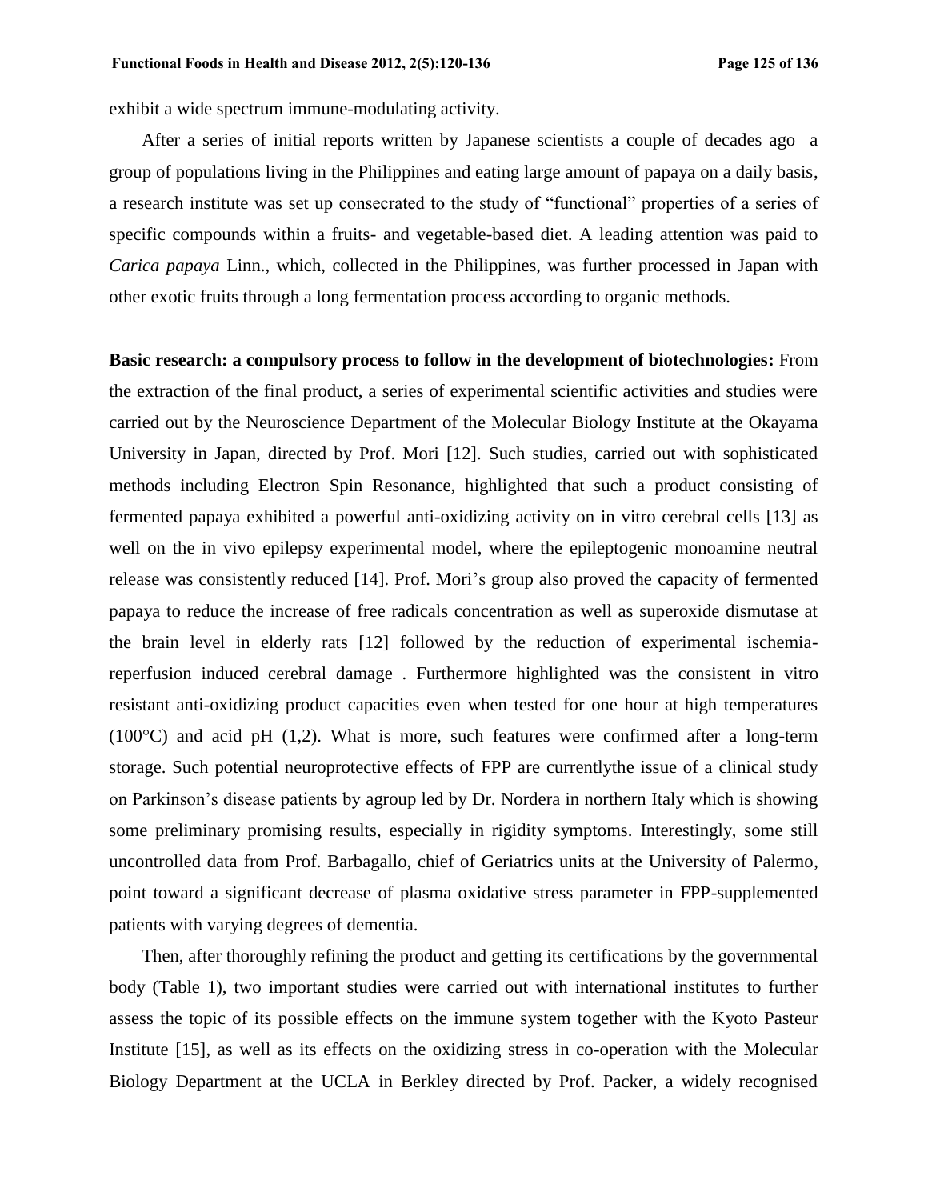exhibit a wide spectrum immune-modulating activity.

After a series of initial reports written by Japanese scientists a couple of decades ago a group of populations living in the Philippines and eating large amount of papaya on a daily basis, a research institute was set up consecrated to the study of "functional" properties of a series of specific compounds within a fruits- and vegetable-based diet. A leading attention was paid to *Carica papaya* Linn., which, collected in the Philippines, was further processed in Japan with other exotic fruits through a long fermentation process according to organic methods.

**Basic research: a compulsory process to follow in the development of biotechnologies:** From the extraction of the final product, a series of experimental scientific activities and studies were carried out by the Neuroscience Department of the Molecular Biology Institute at the Okayama University in Japan, directed by Prof. Mori [12]. Such studies, carried out with sophisticated methods including Electron Spin Resonance, highlighted that such a product consisting of fermented papaya exhibited a powerful anti-oxidizing activity on in vitro cerebral cells [13] as well on the in vivo epilepsy experimental model, where the epileptogenic monoamine neutral release was consistently reduced [14]. Prof. Mori's group also proved the capacity of fermented papaya to reduce the increase of free radicals concentration as well as superoxide dismutase at the brain level in elderly rats [12] followed by the reduction of experimental ischemia-reperfusion induced cerebral damage . Furthermore highlighted was the consistent in vitro resistant anti-oxidizing product capacities even when tested for one hour at high temperatures (100°C) and acid pH (1,2). What is more, such features were confirmed after a long-term storage. Such potential neuroprotective effects of FPP are currentlythe issue of a clinical study on Parkinson's disease patients by agroup led by Dr. Nordera in northern Italy which is showing some preliminary promising results, especially in rigidity symptoms. Interestingly, some still uncontrolled data from Prof. Barbagallo, chief of Geriatrics units at the University of Palermo, point toward a significant decrease of plasma oxidative stress parameter in FPP-supplemented patients with varying degrees of dementia.

Then, after thoroughly refining the product and getting its certifications by the governmental body (Table 1), two important studies were carried out with international institutes to further assess the topic of its possible effects on the immune system together with the Kyoto Pasteur Institute [15], as well as its effects on the oxidizing stress in co-operation with the Molecular Biology Department at the UCLA in Berkley directed by Prof. Packer, a widely recognised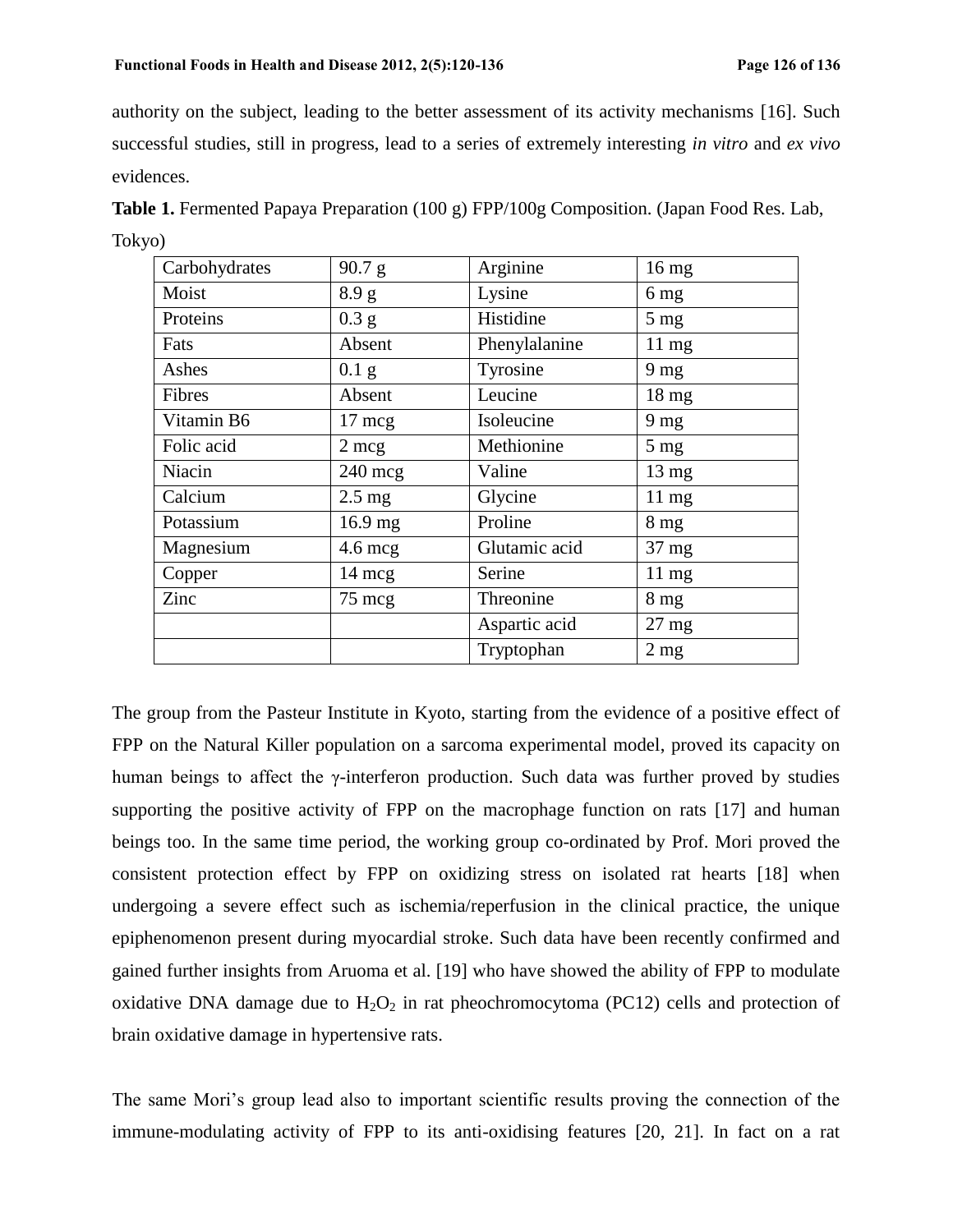authority on the subject, leading to the better assessment of its activity mechanisms [16]. Such successful studies, still in progress, lead to a series of extremely interesting *in vitro* and *ex vivo* evidences.

**Table 1.** Fermented Papaya Preparation (100 g) FPP/100g Composition. (Japan Food Res. Lab, Tokyo)

| Carbohydrates | 90.7 g | Arginine | 16 mg |
|---|---|---|---|
| Moist | 8.9 g | Lysine | 6 mg |
| Proteins | 0.3 g | Histidine | 5 mg |
| Fats | Absent | Phenylalanine | 11 mg |
| Ashes | 0.1 g | Tyrosine | 9 mg |
| Fibres | Absent | Leucine | 18 mg |
| Vitamin B6 | 17 mcg | Isoleucine | 9 mg |
| Folic acid | 2 mcg | Methionine | 5 mg |
| Niacin | 240 mcg | Valine | 13 mg |
| Calcium | 2.5 mg | Glycine | 11 mg |
| Potassium | 16.9 mg | Proline | 8 mg |
| Magnesium | 4.6 mcg | Glutamic acid | 37 mg |
| Copper | 14 mcg | Serine | 11 mg |
| Zinc | 75 mcg | Threonine | 8 mg |
| | | Aspartic acid | 27 mg |
| | | Tryptophan | 2 mg |

The group from the Pasteur Institute in Kyoto, starting from the evidence of a positive effect of FPP on the Natural Killer population on a sarcoma experimental model, proved its capacity on human beings to affect the γ-interferon production. Such data was further proved by studies supporting the positive activity of FPP on the macrophage function on rats [17] and human beings too. In the same time period, the working group co-ordinated by Prof. Mori proved the consistent protection effect by FPP on oxidizing stress on isolated rat hearts [18] when undergoing a severe effect such as ischemia/reperfusion in the clinical practice, the unique epiphenomenon present during myocardial stroke. Such data have been recently confirmed and gained further insights from Aruoma et al. [19] who have showed the ability of FPP to modulate oxidative DNA damage due to $H_2O_2$ in rat pheochromocytoma (PC12) cells and protection of brain oxidative damage in hypertensive rats.

The same Mori's group lead also to important scientific results proving the connection of the immune-modulating activity of FPP to its anti-oxidising features [20, 21]. In fact on a rat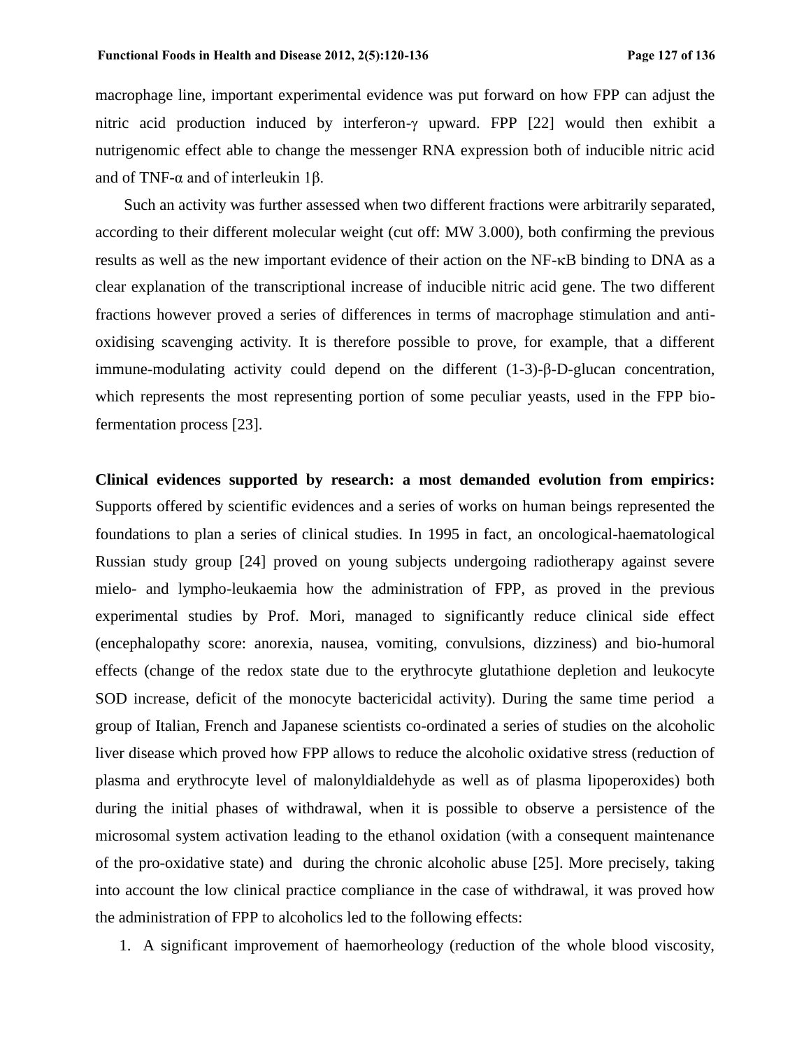macrophage line, important experimental evidence was put forward on how FPP can adjust the nitric acid production induced by interferon-$\gamma$ upward. FPP [22] would then exhibit a nutrigenomic effect able to change the messenger RNA expression both of inducible nitric acid and of TNF-$\alpha$ and of interleukin 1$\beta$.

Such an activity was further assessed when two different fractions were arbitrarily separated, according to their different molecular weight (cut off: MW 3.000), both confirming the previous results as well as the new important evidence of their action on the NF-$\kappa$B binding to DNA as a clear explanation of the transcriptional increase of inducible nitric acid gene. The two different fractions however proved a series of differences in terms of macrophage stimulation and anti-oxidising scavenging activity. It is therefore possible to prove, for example, that a different immune-modulating activity could depend on the different (1-3)-$\beta$-D-glucan concentration, which represents the most representing portion of some peculiar yeasts, used in the FPP bio-fermentation process [23].

**Clinical evidences supported by research: a most demanded evolution from empirics:** Supports offered by scientific evidences and a series of works on human beings represented the foundations to plan a series of clinical studies. In 1995 in fact, an oncological-haematological Russian study group [24] proved on young subjects undergoing radiotherapy against severe mielo- and lympho-leukaemia how the administration of FPP, as proved in the previous experimental studies by Prof. Mori, managed to significantly reduce clinical side effect (encephalopathy score: anorexia, nausea, vomiting, convulsions, dizziness) and bio-humoral effects (change of the redox state due to the erythrocyte glutathione depletion and leukocyte SOD increase, deficit of the monocyte bactericidal activity). During the same time period a group of Italian, French and Japanese scientists co-ordinated a series of studies on the alcoholic liver disease which proved how FPP allows to reduce the alcoholic oxidative stress (reduction of plasma and erythrocyte level of malonyldialdehyde as well as of plasma lipoperoxides) both during the initial phases of withdrawal, when it is possible to observe a persistence of the microsomal system activation leading to the ethanol oxidation (with a consequent maintenance of the pro-oxidative state) and during the chronic alcoholic abuse [25]. More precisely, taking into account the low clinical practice compliance in the case of withdrawal, it was proved how the administration of FPP to alcoholics led to the following effects:

1. A significant improvement of haemorheology (reduction of the whole blood viscosity,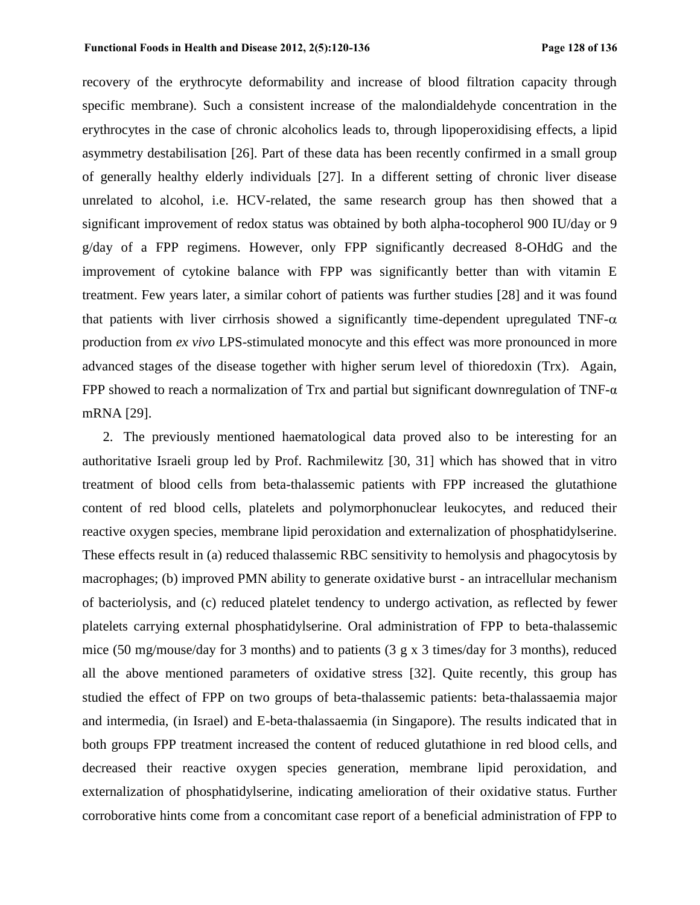recovery of the erythrocyte deformability and increase of blood filtration capacity through specific membrane). Such a consistent increase of the malondialdehyde concentration in the erythrocytes in the case of chronic alcoholics leads to, through lipoperoxidising effects, a lipid asymmetry destabilisation [26]. Part of these data has been recently confirmed in a small group of generally healthy elderly individuals [27]. In a different setting of chronic liver disease unrelated to alcohol, i.e. HCV-related, the same research group has then showed that a significant improvement of redox status was obtained by both alpha-tocopherol 900 IU/day or 9 g/day of a FPP regimens. However, only FPP significantly decreased 8-OHdG and the improvement of cytokine balance with FPP was significantly better than with vitamin E treatment. Few years later, a similar cohort of patients was further studies [28] and it was found that patients with liver cirrhosis showed a significantly time-dependent upregulated TNF-$\alpha$ production from *ex vivo* LPS-stimulated monocyte and this effect was more pronounced in more advanced stages of the disease together with higher serum level of thioredoxin (Trx). Again, FPP showed to reach a normalization of Trx and partial but significant downregulation of TNF-$\alpha$ mRNA [29].

2. The previously mentioned haematological data proved also to be interesting for an authoritative Israeli group led by Prof. Rachmilewitz [30, 31] which has showed that in vitro treatment of blood cells from beta-thalassemic patients with FPP increased the glutathione content of red blood cells, platelets and polymorphonuclear leukocytes, and reduced their reactive oxygen species, membrane lipid peroxidation and externalization of phosphatidylserine. These effects result in (a) reduced thalassemic RBC sensitivity to hemolysis and phagocytosis by macrophages; (b) improved PMN ability to generate oxidative burst - an intracellular mechanism of bacteriolysis, and (c) reduced platelet tendency to undergo activation, as reflected by fewer platelets carrying external phosphatidylserine. Oral administration of FPP to beta-thalassemic mice (50 mg/mouse/day for 3 months) and to patients (3 g x 3 times/day for 3 months), reduced all the above mentioned parameters of oxidative stress [32]. Quite recently, this group has studied the effect of FPP on two groups of beta-thalassemic patients: beta-thalassaemia major and intermedia, (in Israel) and E-beta-thalassaemia (in Singapore). The results indicated that in both groups FPP treatment increased the content of reduced glutathione in red blood cells, and decreased their reactive oxygen species generation, membrane lipid peroxidation, and externalization of phosphatidylserine, indicating amelioration of their oxidative status. Further corroborative hints come from a concomitant case report of a beneficial administration of FPP to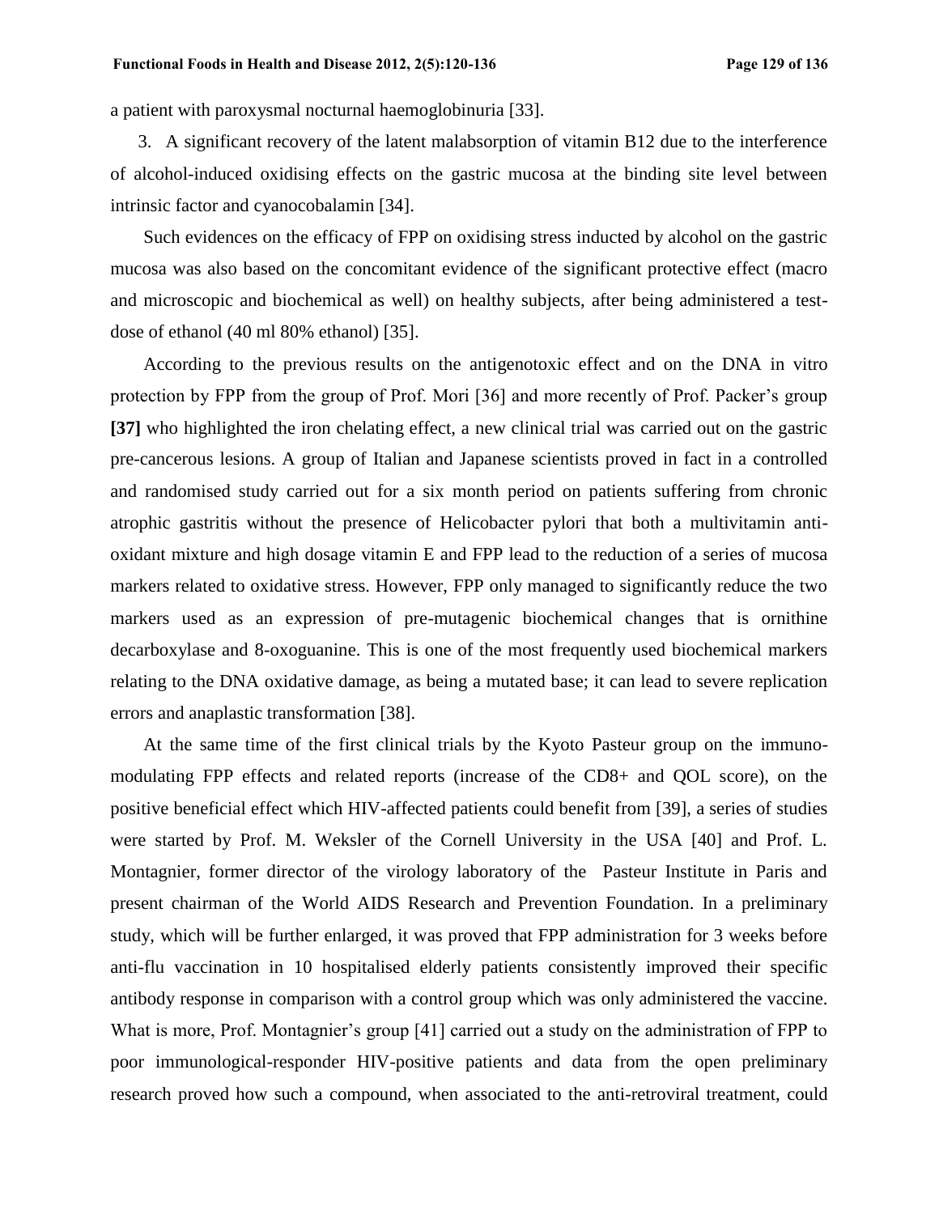a patient with paroxysmal nocturnal haemoglobinuria [33].

3. A significant recovery of the latent malabsorption of vitamin B12 due to the interference of alcohol-induced oxidising effects on the gastric mucosa at the binding site level between intrinsic factor and cyanocobalamin [34].

Such evidences on the efficacy of FPP on oxidising stress inducted by alcohol on the gastric mucosa was also based on the concomitant evidence of the significant protective effect (macro and microscopic and biochemical as well) on healthy subjects, after being administered a test-dose of ethanol (40 ml 80% ethanol) [35].

According to the previous results on the antigenotoxic effect and on the DNA in vitro protection by FPP from the group of Prof. Mori [36] and more recently of Prof. Packer's group **[37]** who highlighted the iron chelating effect, a new clinical trial was carried out on the gastric pre-cancerous lesions. A group of Italian and Japanese scientists proved in fact in a controlled and randomised study carried out for a six month period on patients suffering from chronic atrophic gastritis without the presence of Helicobacter pylori that both a multivitamin anti-oxidant mixture and high dosage vitamin E and FPP lead to the reduction of a series of mucosa markers related to oxidative stress. However, FPP only managed to significantly reduce the two markers used as an expression of pre-mutagenic biochemical changes that is ornithine decarboxylase and 8-oxoguanine. This is one of the most frequently used biochemical markers relating to the DNA oxidative damage, as being a mutated base; it can lead to severe replication errors and anaplastic transformation [38].

At the same time of the first clinical trials by the Kyoto Pasteur group on the immuno-modulating FPP effects and related reports (increase of the CD8+ and QOL score), on the positive beneficial effect which HIV-affected patients could benefit from [39], a series of studies were started by Prof. M. Weksler of the Cornell University in the USA [40] and Prof. L. Montagnier, former director of the virology laboratory of the Pasteur Institute in Paris and present chairman of the World AIDS Research and Prevention Foundation. In a preliminary study, which will be further enlarged, it was proved that FPP administration for 3 weeks before anti-flu vaccination in 10 hospitalised elderly patients consistently improved their specific antibody response in comparison with a control group which was only administered the vaccine. What is more, Prof. Montagnier's group [41] carried out a study on the administration of FPP to poor immunological-responder HIV-positive patients and data from the open preliminary research proved how such a compound, when associated to the anti-retroviral treatment, could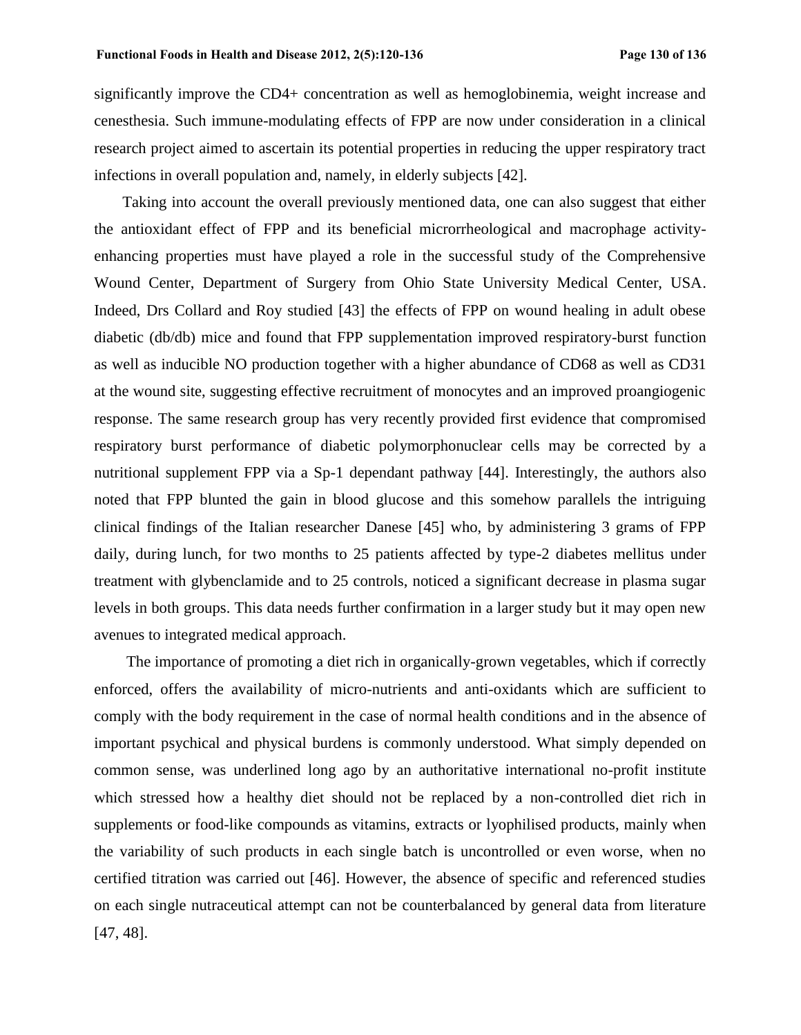significantly improve the CD4+ concentration as well as hemoglobinemia, weight increase and cenesthesia. Such immune-modulating effects of FPP are now under consideration in a clinical research project aimed to ascertain its potential properties in reducing the upper respiratory tract infections in overall population and, namely, in elderly subjects [42].

Taking into account the overall previously mentioned data, one can also suggest that either the antioxidant effect of FPP and its beneficial microrrheological and macrophage activity-enhancing properties must have played a role in the successful study of the Comprehensive Wound Center, Department of Surgery from Ohio State University Medical Center, USA. Indeed, Drs Collard and Roy studied [43] the effects of FPP on wound healing in adult obese diabetic (db/db) mice and found that FPP supplementation improved respiratory-burst function as well as inducible NO production together with a higher abundance of CD68 as well as CD31 at the wound site, suggesting effective recruitment of monocytes and an improved proangiogenic response. The same research group has very recently provided first evidence that compromised respiratory burst performance of diabetic polymorphonuclear cells may be corrected by a nutritional supplement FPP via a Sp-1 dependant pathway [44]. Interestingly, the authors also noted that FPP blunted the gain in blood glucose and this somehow parallels the intriguing clinical findings of the Italian researcher Danese [45] who, by administering 3 grams of FPP daily, during lunch, for two months to 25 patients affected by type-2 diabetes mellitus under treatment with glybenclamide and to 25 controls, noticed a significant decrease in plasma sugar levels in both groups. This data needs further confirmation in a larger study but it may open new avenues to integrated medical approach.

The importance of promoting a diet rich in organically-grown vegetables, which if correctly enforced, offers the availability of micro-nutrients and anti-oxidants which are sufficient to comply with the body requirement in the case of normal health conditions and in the absence of important psychical and physical burdens is commonly understood. What simply depended on common sense, was underlined long ago by an authoritative international no-profit institute which stressed how a healthy diet should not be replaced by a non-controlled diet rich in supplements or food-like compounds as vitamins, extracts or lyophilised products, mainly when the variability of such products in each single batch is uncontrolled or even worse, when no certified titration was carried out [46]. However, the absence of specific and referenced studies on each single nutraceutical attempt can not be counterbalanced by general data from literature [47, 48].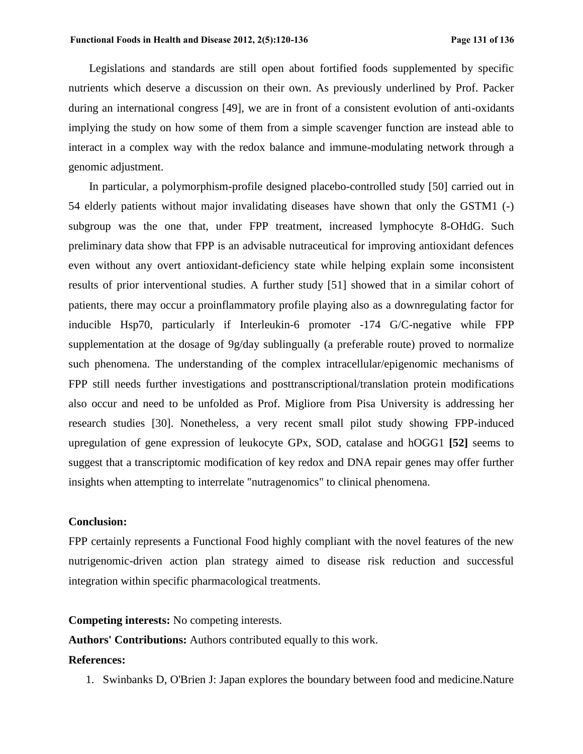Legislations and standards are still open about fortified foods supplemented by specific nutrients which deserve a discussion on their own. As previously underlined by Prof. Packer during an international congress [49], we are in front of a consistent evolution of anti-oxidants implying the study on how some of them from a simple scavenger function are instead able to interact in a complex way with the redox balance and immune-modulating network through a genomic adjustment.

In particular, a polymorphism-profile designed placebo-controlled study [50] carried out in 54 elderly patients without major invalidating diseases have shown that only the GSTM1 (-) subgroup was the one that, under FPP treatment, increased lymphocyte 8-OHdG. Such preliminary data show that FPP is an advisable nutraceutical for improving antioxidant defences even without any overt antioxidant-deficiency state while helping explain some inconsistent results of prior interventional studies. A further study [51] showed that in a similar cohort of patients, there may occur a proinflammatory profile playing also as a downregulating factor for inducible Hsp70, particularly if Interleukin-6 promoter -174 G/C-negative while FPP supplementation at the dosage of 9g/day sublingually (a preferable route) proved to normalize such phenomena. The understanding of the complex intracellular/epigenomic mechanisms of FPP still needs further investigations and posttranscriptional/translation protein modifications also occur and need to be unfolded as Prof. Migliore from Pisa University is addressing her research studies [30]. Nonetheless, a very recent small pilot study showing FPP-induced upregulation of gene expression of leukocyte GPx, SOD, catalase and hOGG1 **[52]** seems to suggest that a transcriptomic modification of key redox and DNA repair genes may offer further insights when attempting to interrelate "nutragenomics" to clinical phenomena.

**Conclusion:**

FPP certainly represents a Functional Food highly compliant with the novel features of the new nutrigenomic-driven action plan strategy aimed to disease risk reduction and successful integration within specific pharmacological treatments.

**Competing interests:** No competing interests.

**Authors' Contributions:** Authors contributed equally to this work.

**References:**

1. Swinbanks D, O'Brien J: Japan explores the boundary between food and medicine.Nature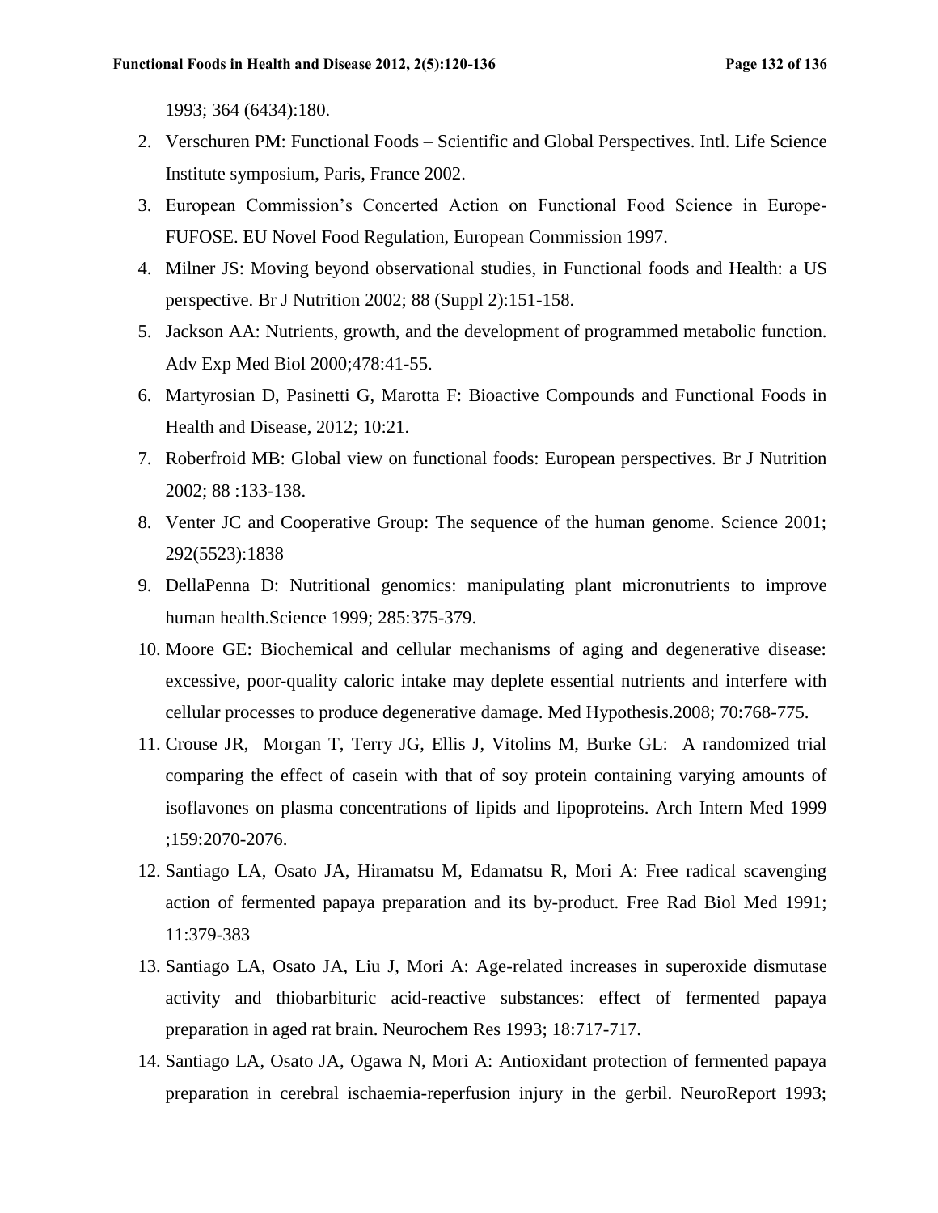1993; 364 (6434):180.

2. Verschuren PM: Functional Foods – Scientific and Global Perspectives. Intl. Life Science Institute symposium, Paris, France 2002.
3. European Commission's Concerted Action on Functional Food Science in Europe-FUFOSE. EU Novel Food Regulation, European Commission 1997.
4. Milner JS: Moving beyond observational studies, in Functional foods and Health: a US perspective. Br J Nutrition 2002; 88 (Suppl 2):151-158.
5. Jackson AA: Nutrients, growth, and the development of programmed metabolic function. Adv Exp Med Biol 2000;478:41-55.
6. Martyrosian D, Pasinetti G, Marotta F: Bioactive Compounds and Functional Foods in Health and Disease, 2012; 10:21.
7. Roberfroid MB: Global view on functional foods: European perspectives. Br J Nutrition 2002; 88 :133-138.
8. Venter JC and Cooperative Group: The sequence of the human genome. Science 2001; 292(5523):1838
9. DellaPenna D: Nutritional genomics: manipulating plant micronutrients to improve human health.Science 1999; 285:375-379.
10. Moore GE: Biochemical and cellular mechanisms of aging and degenerative disease: excessive, poor-quality caloric intake may deplete essential nutrients and interfere with cellular processes to produce degenerative damage. Med Hypothesis. 2008; 70:768-775.
11. Crouse JR, Morgan T, Terry JG, Ellis J, Vitolins M, Burke GL: A randomized trial comparing the effect of casein with that of soy protein containing varying amounts of isoflavones on plasma concentrations of lipids and lipoproteins. Arch Intern Med 1999 ;159:2070-2076.
12. Santiago LA, Osato JA, Hiramatsu M, Edamatsu R, Mori A: Free radical scavenging action of fermented papaya preparation and its by-product. Free Rad Biol Med 1991; 11:379-383
13. Santiago LA, Osato JA, Liu J, Mori A: Age-related increases in superoxide dismutase activity and thiobarbituric acid-reactive substances: effect of fermented papaya preparation in aged rat brain. Neurochem Res 1993; 18:717-717.
14. Santiago LA, Osato JA, Ogawa N, Mori A: Antioxidant protection of fermented papaya preparation in cerebral ischaemia-reperfusion injury in the gerbil. NeuroReport 1993;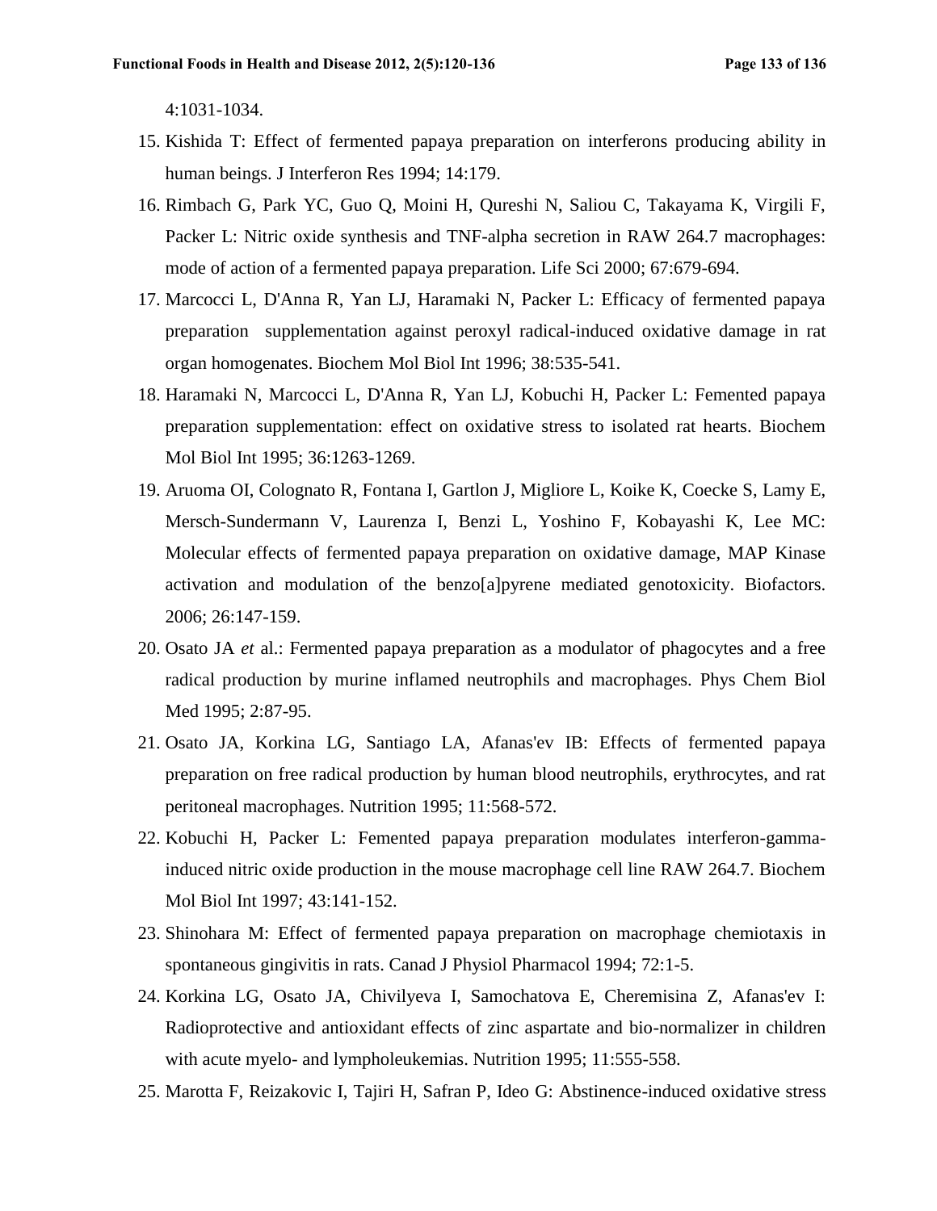4:1031-1034.

15. Kishida T: Effect of fermented papaya preparation on interferons producing ability in human beings. J Interferon Res 1994; 14:179.
16. Rimbach G, Park YC, Guo Q, Moini H, Qureshi N, Saliou C, Takayama K, Virgili F, Packer L: Nitric oxide synthesis and TNF-alpha secretion in RAW 264.7 macrophages: mode of action of a fermented papaya preparation. Life Sci 2000; 67:679-694.
17. Marcocci L, D'Anna R, Yan LJ, Haramaki N, Packer L: Efficacy of fermented papaya preparation supplementation against peroxyl radical-induced oxidative damage in rat organ homogenates. Biochem Mol Biol Int 1996; 38:535-541.
18. Haramaki N, Marcocci L, D'Anna R, Yan LJ, Kobuchi H, Packer L: Femented papaya preparation supplementation: effect on oxidative stress to isolated rat hearts. Biochem Mol Biol Int 1995; 36:1263-1269.
19. Aruoma OI, Colognato R, Fontana I, Gartlon J, Migliore L, Koike K, Coecke S, Lamy E, Mersch-Sundermann V, Laurenza I, Benzi L, Yoshino F, Kobayashi K, Lee MC: Molecular effects of fermented papaya preparation on oxidative damage, MAP Kinase activation and modulation of the benzo[a]pyrene mediated genotoxicity. Biofactors. 2006; 26:147-159.
20. Osato JA *et* al.: Fermented papaya preparation as a modulator of phagocytes and a free radical production by murine inflamed neutrophils and macrophages. Phys Chem Biol Med 1995; 2:87-95.
21. Osato JA, Korkina LG, Santiago LA, Afanas'ev IB: Effects of fermented papaya preparation on free radical production by human blood neutrophils, erythrocytes, and rat peritoneal macrophages. Nutrition 1995; 11:568-572.
22. Kobuchi H, Packer L: Femented papaya preparation modulates interferon-gamma-induced nitric oxide production in the mouse macrophage cell line RAW 264.7. Biochem Mol Biol Int 1997; 43:141-152.
23. Shinohara M: Effect of fermented papaya preparation on macrophage chemiotaxis in spontaneous gingivitis in rats. Canad J Physiol Pharmacol 1994; 72:1-5.
24. Korkina LG, Osato JA, Chivilyeva I, Samochatova E, Cheremisina Z, Afanas'ev I: Radioprotective and antioxidant effects of zinc aspartate and bio-normalizer in children with acute myelo- and lympholeukemias. Nutrition 1995; 11:555-558.
25. Marotta F, Reizakovic I, Tajiri H, Safran P, Ideo G: Abstinence-induced oxidative stress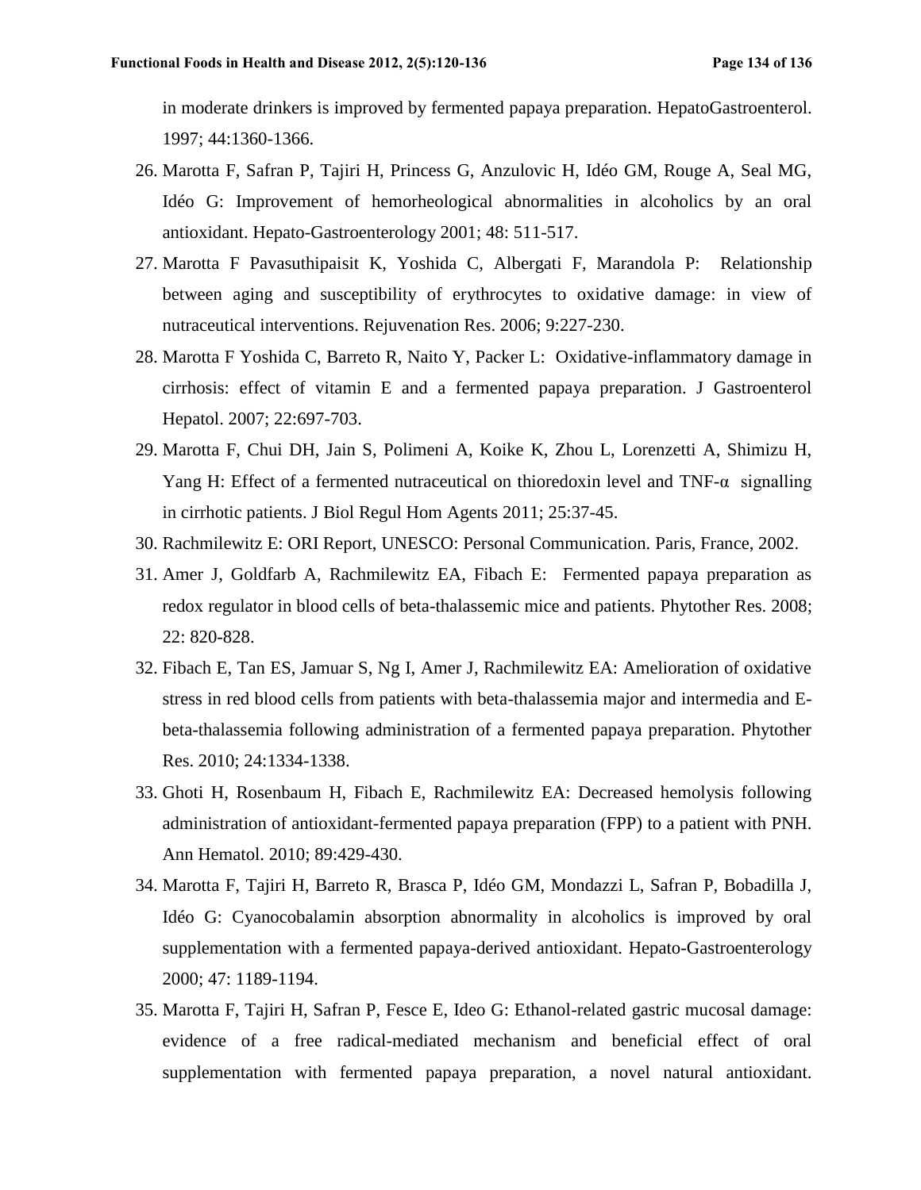in moderate drinkers is improved by fermented papaya preparation. HepatoGastroenterol. 1997; 44:1360-1366.

26. Marotta F, Safran P, Tajiri H, Princess G, Anzulovic H, Idéo GM, Rouge A, Seal MG, Idéo G: Improvement of hemorheological abnormalities in alcoholics by an oral antioxidant. Hepato-Gastroenterology 2001; 48: 511-517.
27. Marotta F Pavasuthipaisit K, Yoshida C, Albergati F, Marandola P: Relationship between aging and susceptibility of erythrocytes to oxidative damage: in view of nutraceutical interventions. Rejuvenation Res. 2006; 9:227-230.
28. Marotta F Yoshida C, Barreto R, Naito Y, Packer L: Oxidative-inflammatory damage in cirrhosis: effect of vitamin E and a fermented papaya preparation. J Gastroenterol Hepatol. 2007; 22:697-703.
29. Marotta F, Chui DH, Jain S, Polimeni A, Koike K, Zhou L, Lorenzetti A, Shimizu H, Yang H: Effect of a fermented nutraceutical on thioredoxin level and TNF-α signalling in cirrhotic patients. J Biol Regul Hom Agents 2011; 25:37-45.
30. Rachmilewitz E: ORI Report, UNESCO: Personal Communication. Paris, France, 2002.
31. Amer J, Goldfarb A, Rachmilewitz EA, Fibach E: Fermented papaya preparation as redox regulator in blood cells of beta-thalassemic mice and patients. Phytother Res. 2008; 22: 820-828.
32. Fibach E, Tan ES, Jamuar S, Ng I, Amer J, Rachmilewitz EA: Amelioration of oxidative stress in red blood cells from patients with beta-thalassemia major and intermedia and E-beta-thalassemia following administration of a fermented papaya preparation. Phytother Res. 2010; 24:1334-1338.
33. Ghoti H, Rosenbaum H, Fibach E, Rachmilewitz EA: Decreased hemolysis following administration of antioxidant-fermented papaya preparation (FPP) to a patient with PNH. Ann Hematol. 2010; 89:429-430.
34. Marotta F, Tajiri H, Barreto R, Brasca P, Idéo GM, Mondazzi L, Safran P, Bobadilla J, Idéo G: Cyanocobalamin absorption abnormality in alcoholics is improved by oral supplementation with a fermented papaya-derived antioxidant. Hepato-Gastroenterology 2000; 47: 1189-1194.
35. Marotta F, Tajiri H, Safran P, Fesce E, Ideo G: Ethanol-related gastric mucosal damage: evidence of a free radical-mediated mechanism and beneficial effect of oral supplementation with fermented papaya preparation, a novel natural antioxidant.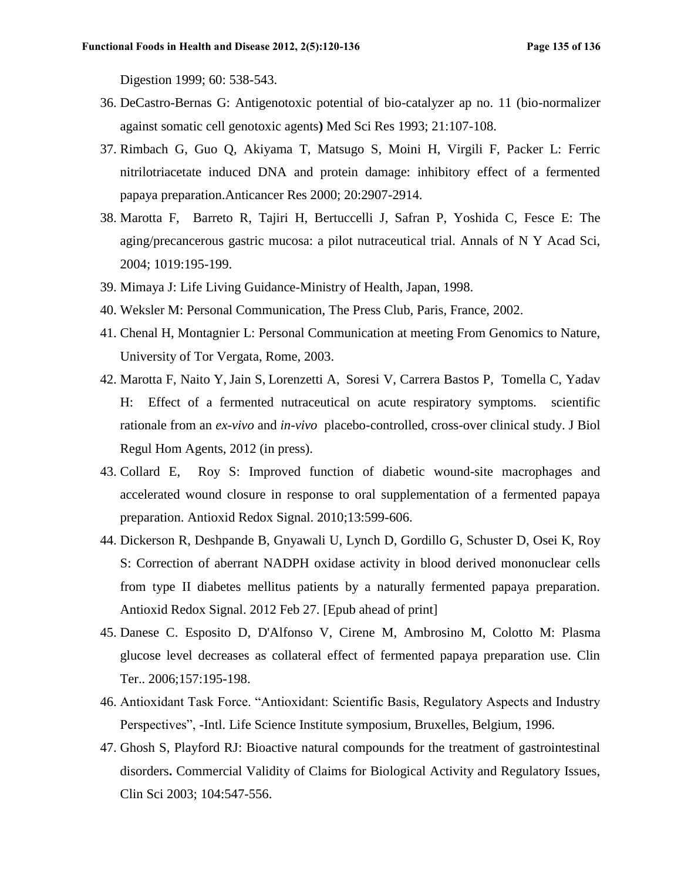Digestion 1999; 60: 538-543.

36. DeCastro-Bernas G: Antigenotoxic potential of bio-catalyzer ap no. 11 (bio-normalizer against somatic cell genotoxic agents**)** Med Sci Res 1993; 21:107-108.
37. Rimbach G, Guo Q, Akiyama T, Matsugo S, Moini H, Virgili F, Packer L: Ferric nitrilotriacetate induced DNA and protein damage: inhibitory effect of a fermented papaya preparation.Anticancer Res 2000; 20:2907-2914.
38. Marotta F, Barreto R, Tajiri H, Bertuccelli J, Safran P, Yoshida C, Fesce E: The aging/precancerous gastric mucosa: a pilot nutraceutical trial. Annals of N Y Acad Sci, 2004; 1019:195-199.
39. Mimaya J: Life Living Guidance-Ministry of Health, Japan, 1998.
40. Weksler M: Personal Communication, The Press Club, Paris, France, 2002.
41. Chenal H, Montagnier L: Personal Communication at meeting From Genomics to Nature, University of Tor Vergata, Rome, 2003.
42. Marotta F, Naito Y, Jain S, Lorenzetti A, Soresi V, Carrera Bastos P, Tomella C, Yadav H: Effect of a fermented nutraceutical on acute respiratory symptoms. scientific rationale from an *ex-vivo* and *in-vivo* placebo-controlled, cross-over clinical study. J Biol Regul Hom Agents, 2012 (in press).
43. Collard E, Roy S: Improved function of diabetic wound-site macrophages and accelerated wound closure in response to oral supplementation of a fermented papaya preparation. Antioxid Redox Signal. 2010;13:599-606.
44. Dickerson R, Deshpande B, Gnyawali U, Lynch D, Gordillo G, Schuster D, Osei K, Roy S: Correction of aberrant NADPH oxidase activity in blood derived mononuclear cells from type II diabetes mellitus patients by a naturally fermented papaya preparation. Antioxid Redox Signal. 2012 Feb 27. [Epub ahead of print]
45. Danese C. Esposito D, D'Alfonso V, Cirene M, Ambrosino M, Colotto M: Plasma glucose level decreases as collateral effect of fermented papaya preparation use. Clin Ter.. 2006;157:195-198.
46. Antioxidant Task Force. "Antioxidant: Scientific Basis, Regulatory Aspects and Industry Perspectives", -Intl. Life Science Institute symposium, Bruxelles, Belgium, 1996.
47. Ghosh S, Playford RJ: Bioactive natural compounds for the treatment of gastrointestinal disorders**.** Commercial Validity of Claims for Biological Activity and Regulatory Issues, Clin Sci 2003; 104:547-556.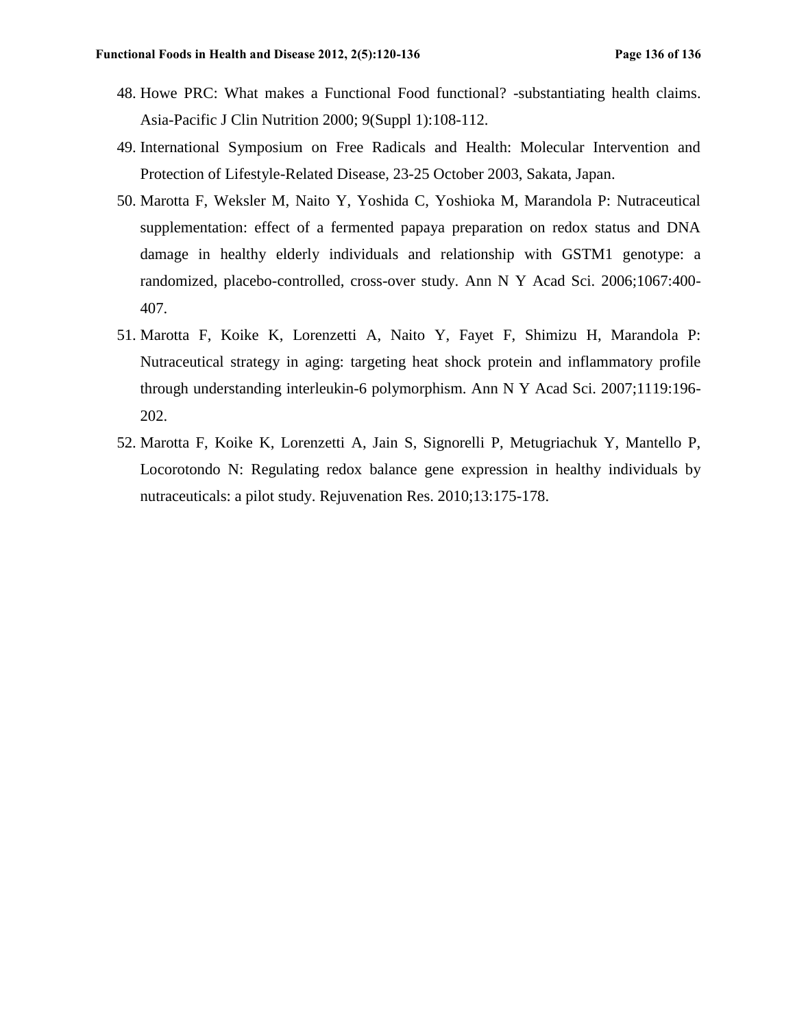48. Howe PRC: What makes a Functional Food functional? -substantiating health claims. Asia-Pacific J Clin Nutrition 2000; 9(Suppl 1):108-112.
49. International Symposium on Free Radicals and Health: Molecular Intervention and Protection of Lifestyle-Related Disease, 23-25 October 2003, Sakata, Japan.
50. Marotta F, Weksler M, Naito Y, Yoshida C, Yoshioka M, Marandola P: Nutraceutical supplementation: effect of a fermented papaya preparation on redox status and DNA damage in healthy elderly individuals and relationship with GSTM1 genotype: a randomized, placebo-controlled, cross-over study. Ann N Y Acad Sci. 2006;1067:400-407.
51. Marotta F, Koike K, Lorenzetti A, Naito Y, Fayet F, Shimizu H, Marandola P: Nutraceutical strategy in aging: targeting heat shock protein and inflammatory profile through understanding interleukin-6 polymorphism. Ann N Y Acad Sci. 2007;1119:196-202.
52. Marotta F, Koike K, Lorenzetti A, Jain S, Signorelli P, Metugriachuk Y, Mantello P, Locorotondo N: Regulating redox balance gene expression in healthy individuals by nutraceuticals: a pilot study. Rejuvenation Res. 2010;13:175-178.